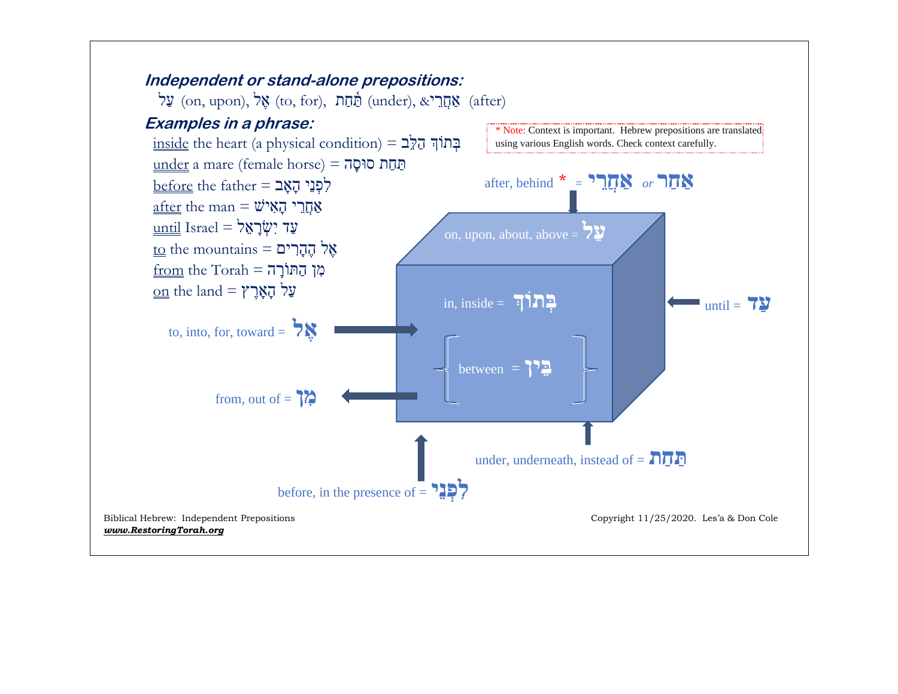## *Independent or stand-alone prepositions:*

עַל (on, upon), אֶל (to, for), תַּחַת (under), & אַחֲרֵי (after)

## *Examples in a phrase:*

inside the heart (a physical condition) = בְּתוֹךְ הַלֵּב

under a mare (female horse) = תַּחַת סוּסָה

before the father = לִפְנֵי הָאָב

after the man = אַחֲרֵי הָאִישׁ

until Israel = עַד יִשְׂרָאֵל

to the mountains = אֶל הֶהָרִים

from the Torah = מִן הַתּוֹרָה

on the land = עַל הָאָרֶץ

\* Note: Context is important. Hebrew prepositions are translated using various English words. Check context carefully.

after, behind * = אַחֲרֵי or אַחַר

on, upon, about, above = עַל

in, inside = בְּתוֹךְ

until = עַד

to, into, for, toward = אֶל

between = בֵּין

from, out of = מִן

under, underneath, instead of = תַּחַת

before, in the presence of = לִפְנֵי

Biblical Hebrew: Independent Prepositions

***www.RestoringTorah.org***

Copyright 11/25/2020. Les'a & Don Cole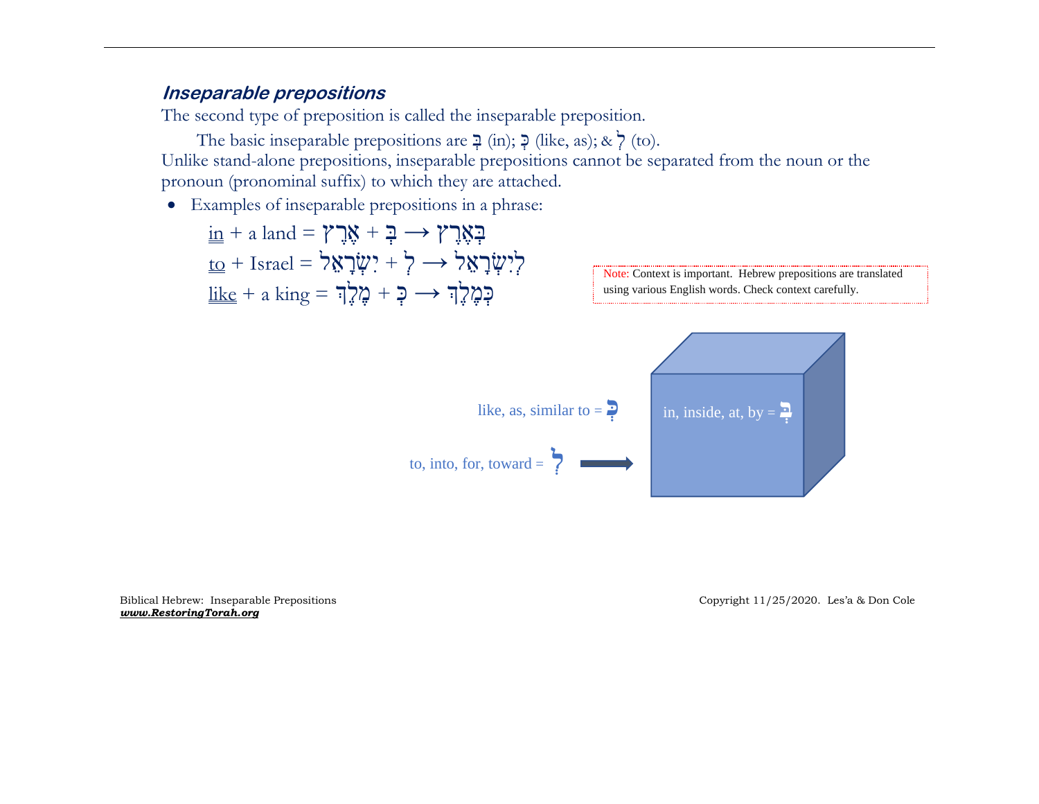### *Inseparable prepositions*

The second type of preposition is called the inseparable preposition.

The basic inseparable prepositions are בְּ (in); כְּ (like, as); & לְ (to).

Unlike stand-alone prepositions, inseparable prepositions cannot be separated from the noun or the pronoun (pronominal suffix) to which they are attached.

- Examples of inseparable prepositions in a phrase:

  in + a land = אֶרֶץ + בְּ → בְּאֶרֶץ

  to + Israel = יִשְׂרָאֵל + לְ → לְיִשְׂרָאֵל

  like + a king = מֶלֶךְ + כְּ → כְּמֶלֶךְ

Note: Context is important. Hebrew prepositions are translated using various English words. Check context carefully.

like, as, similar to = כְּ

to, into, for, toward = לְ

in, inside, at, by = בְּ

Biblical Hebrew: Inseparable Prepositions
***www.RestoringTorah.org***

Copyright 11/25/2020. Les'a & Don Cole